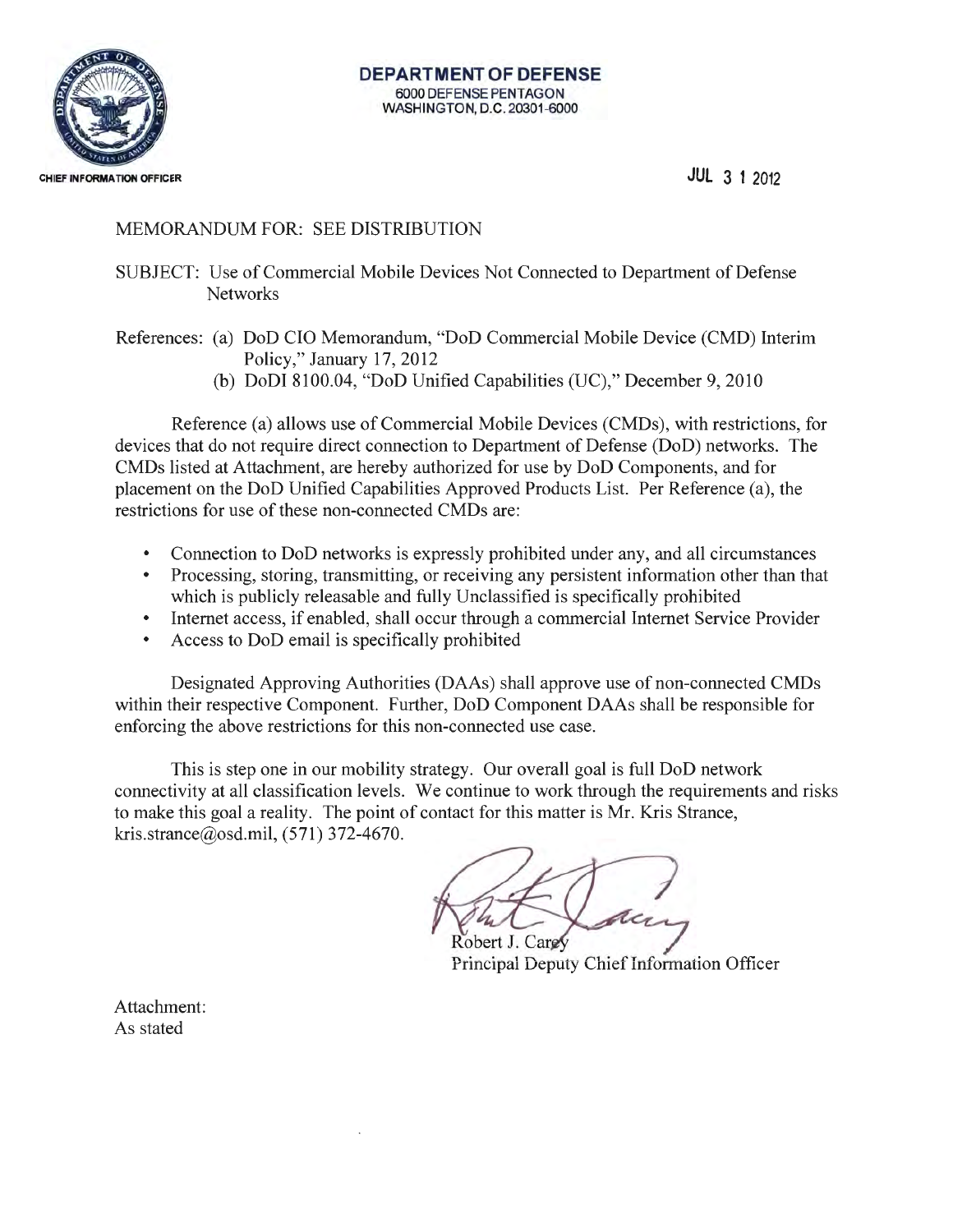**DEPARTMENT OF DEFENSE**
6000 DEFENSE PENTAGON
WASHINGTON, D.C. 20301-6000

CHIEF INFORMATION OFFICER

JUL 3 1 2012

MEMORANDUM FOR: SEE DISTRIBUTION

SUBJECT: Use of Commercial Mobile Devices Not Connected to Department of Defense Networks

References: (a) DoD CIO Memorandum, "DoD Commercial Mobile Device (CMD) Interim Policy," January 17, 2012
(b) DoDI 8100.04, "DoD Unified Capabilities (UC)," December 9, 2010

Reference (a) allows use of Commercial Mobile Devices (CMDs), with restrictions, for devices that do not require direct connection to Department of Defense (DoD) networks. The CMDs listed at Attachment, are hereby authorized for use by DoD Components, and for placement on the DoD Unified Capabilities Approved Products List. Per Reference (a), the restrictions for use of these non-connected CMDs are:

- Connection to DoD networks is expressly prohibited under any, and all circumstances
- Processing, storing, transmitting, or receiving any persistent information other than that which is publicly releasable and fully Unclassified is specifically prohibited
- Internet access, if enabled, shall occur through a commercial Internet Service Provider
- Access to DoD email is specifically prohibited

Designated Approving Authorities (DAAs) shall approve use of non-connected CMDs within their respective Component. Further, DoD Component DAAs shall be responsible for enforcing the above restrictions for this non-connected use case.

This is step one in our mobility strategy. Our overall goal is full DoD network connectivity at all classification levels. We continue to work through the requirements and risks to make this goal a reality. The point of contact for this matter is Mr. Kris Strance, kris.strance@osd.mil, (571) 372-4670.

Robert J. Carey
Principal Deputy Chief Information Officer

Attachment:
As stated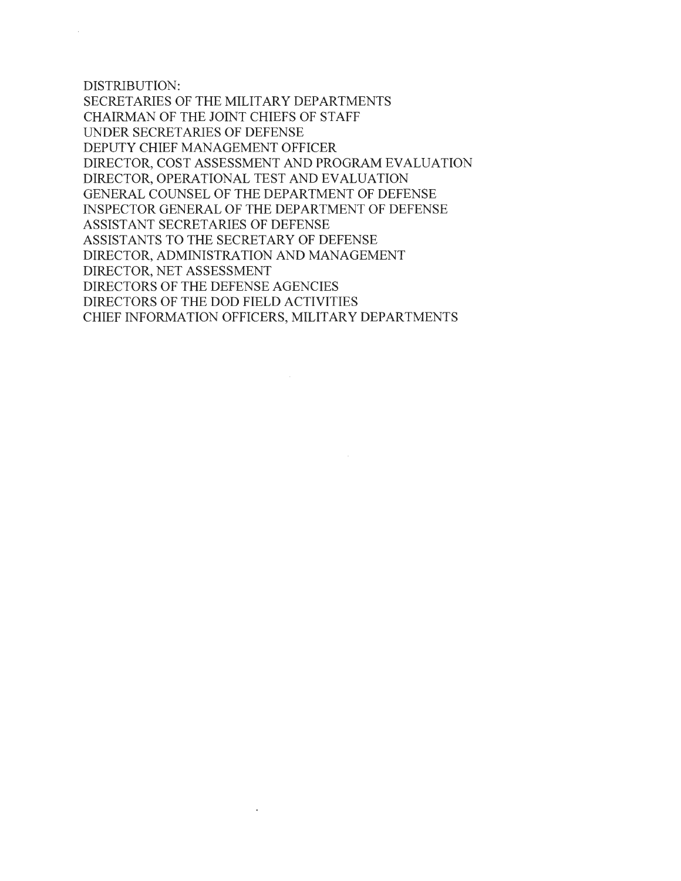DISTRIBUTION:
SECRETARIES OF THE MILITARY DEPARTMENTS
CHAIRMAN OF THE JOINT CHIEFS OF STAFF
UNDER SECRETARIES OF DEFENSE
DEPUTY CHIEF MANAGEMENT OFFICER
DIRECTOR, COST ASSESSMENT AND PROGRAM EVALUATION
DIRECTOR, OPERATIONAL TEST AND EVALUATION
GENERAL COUNSEL OF THE DEPARTMENT OF DEFENSE
INSPECTOR GENERAL OF THE DEPARTMENT OF DEFENSE
ASSISTANT SECRETARIES OF DEFENSE
ASSISTANTS TO THE SECRETARY OF DEFENSE
DIRECTOR, ADMINISTRATION AND MANAGEMENT
DIRECTOR, NET ASSESSMENT
DIRECTORS OF THE DEFENSE AGENCIES
DIRECTORS OF THE DOD FIELD ACTIVITIES
CHIEF INFORMATION OFFICERS, MILITARY DEPARTMENTS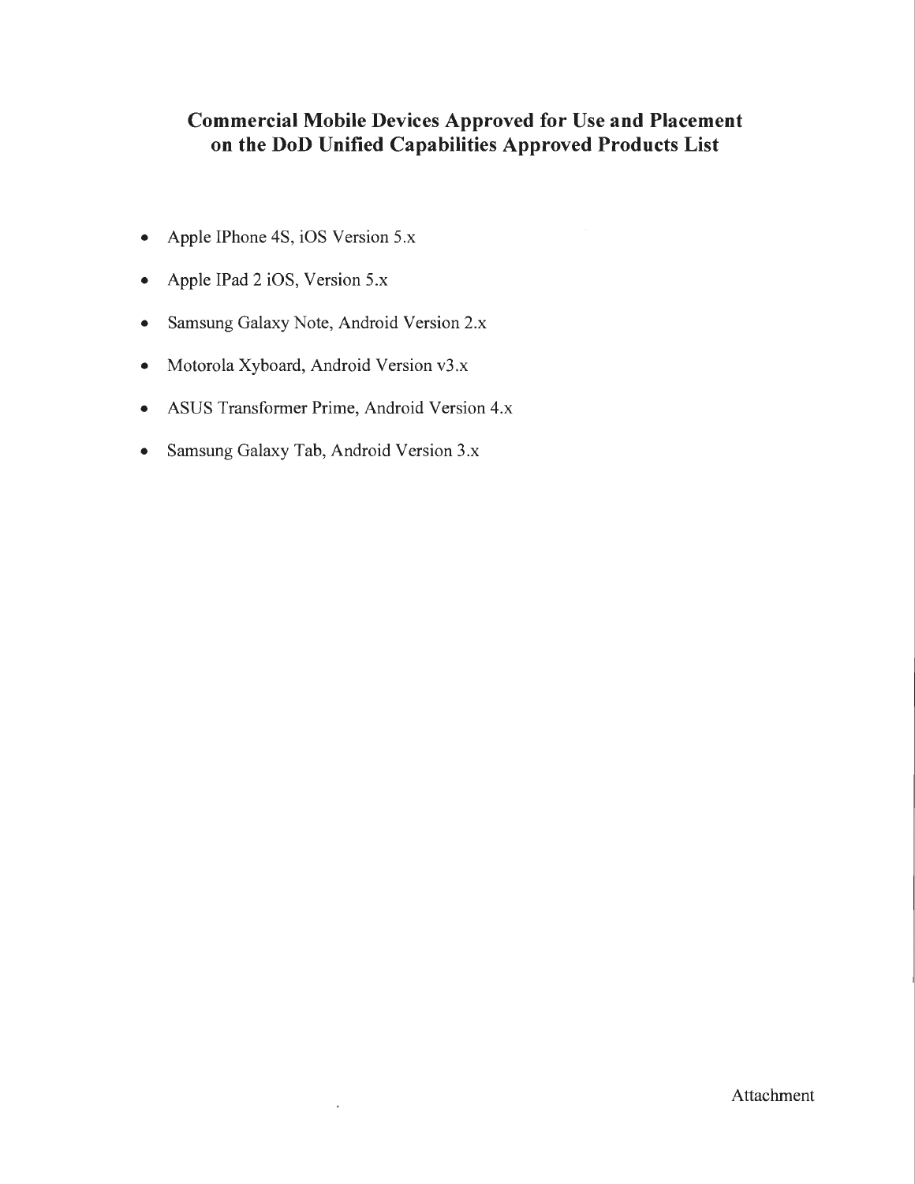## Commercial Mobile Devices Approved for Use and Placement on the DoD Unified Capabilities Approved Products List

- Apple IPhone 4S, iOS Version 5.x
- Apple IPad 2 iOS, Version 5.x
- Samsung Galaxy Note, Android Version 2.x
- Motorola Xyboard, Android Version v3.x
- ASUS Transformer Prime, Android Version 4.x
- Samsung Galaxy Tab, Android Version 3.x

Attachment